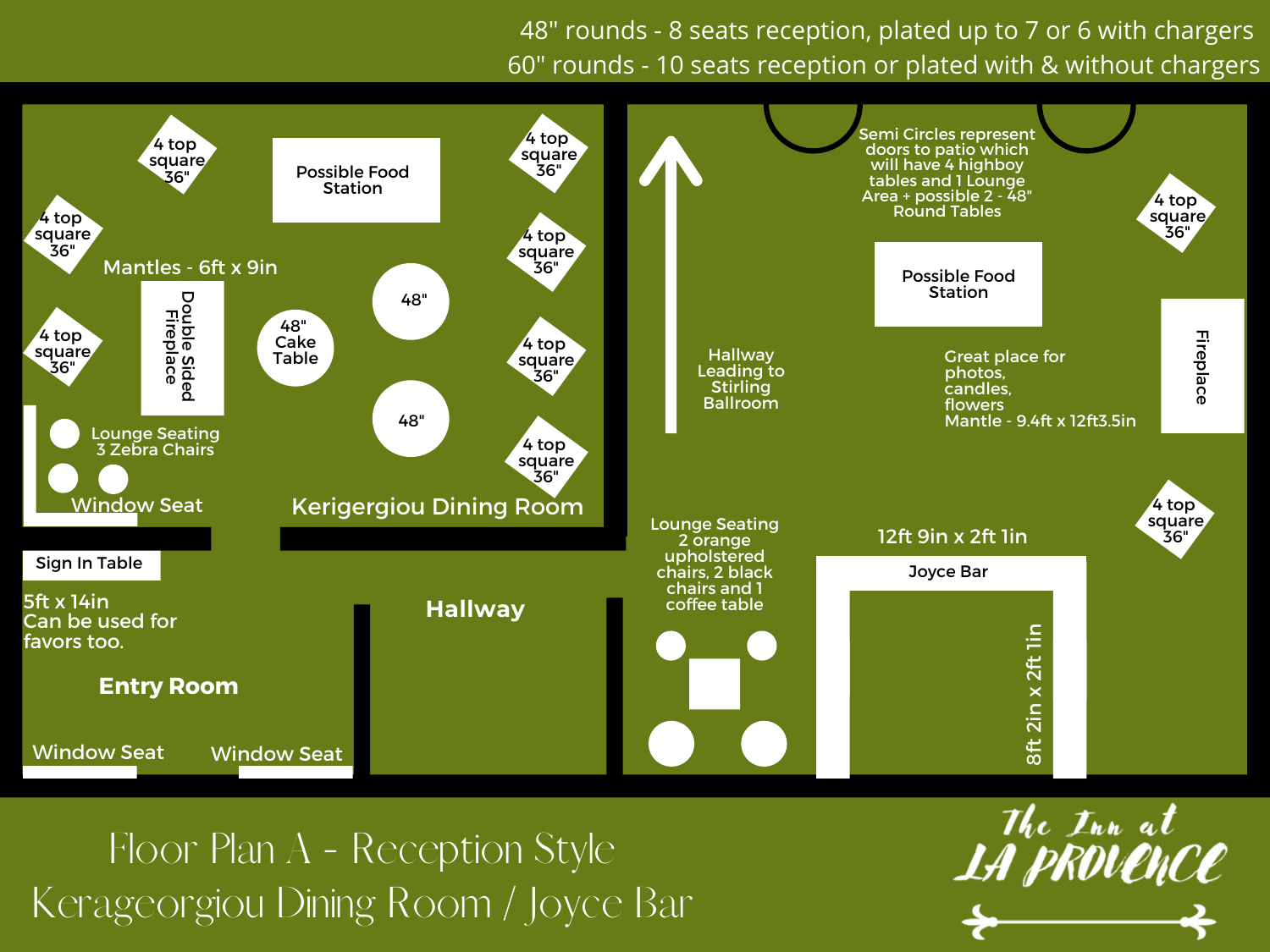48" rounds - 8 seats reception, plated up to 7 or 6 with chargers

60" rounds - 10 seats reception or plated with & without chargers

## Kerigergiou Dining Room

- 4 top square 36"
- Possible Food Station
- 4 top square 36"
- 4 top square 36"
- 4 top square 36"
- Mantles - 6ft x 9in
- Double Sided Fireplace
- 48" Cake Table
- 48"
- 48"
- 4 top square 36"
- 4 top square 36"
- 4 top square 36"
- Lounge Seating 3 Zebra Chairs
- Window Seat

## Entry Room

- Sign In Table
- 5ft x 14in
- Can be used for favors too.
- Window Seat
- Window Seat

## Hallway

Hallway Leading to Stirling Ballroom

## Joyce Bar

- Semi Circles represent doors to patio which will have 4 highboy tables and 1 Lounge Area + possible 2 - 48" Round Tables
- 4 top square 36"
- Possible Food Station
- Fireplace
- Great place for photos, candles, flowers
- Mantle - 9.4ft x 12ft3.5in
- 4 top square 36"
- Lounge Seating 2 orange upholstered chairs, 2 black chairs and 1 coffee table
- 12ft 9in x 2ft 1in
- Joyce Bar
- 8ft 2in x 2ft 1in

# Floor Plan A - Reception Style

# Kerageorgiou Dining Room / Joyce Bar

The Inn at LA PROVENCE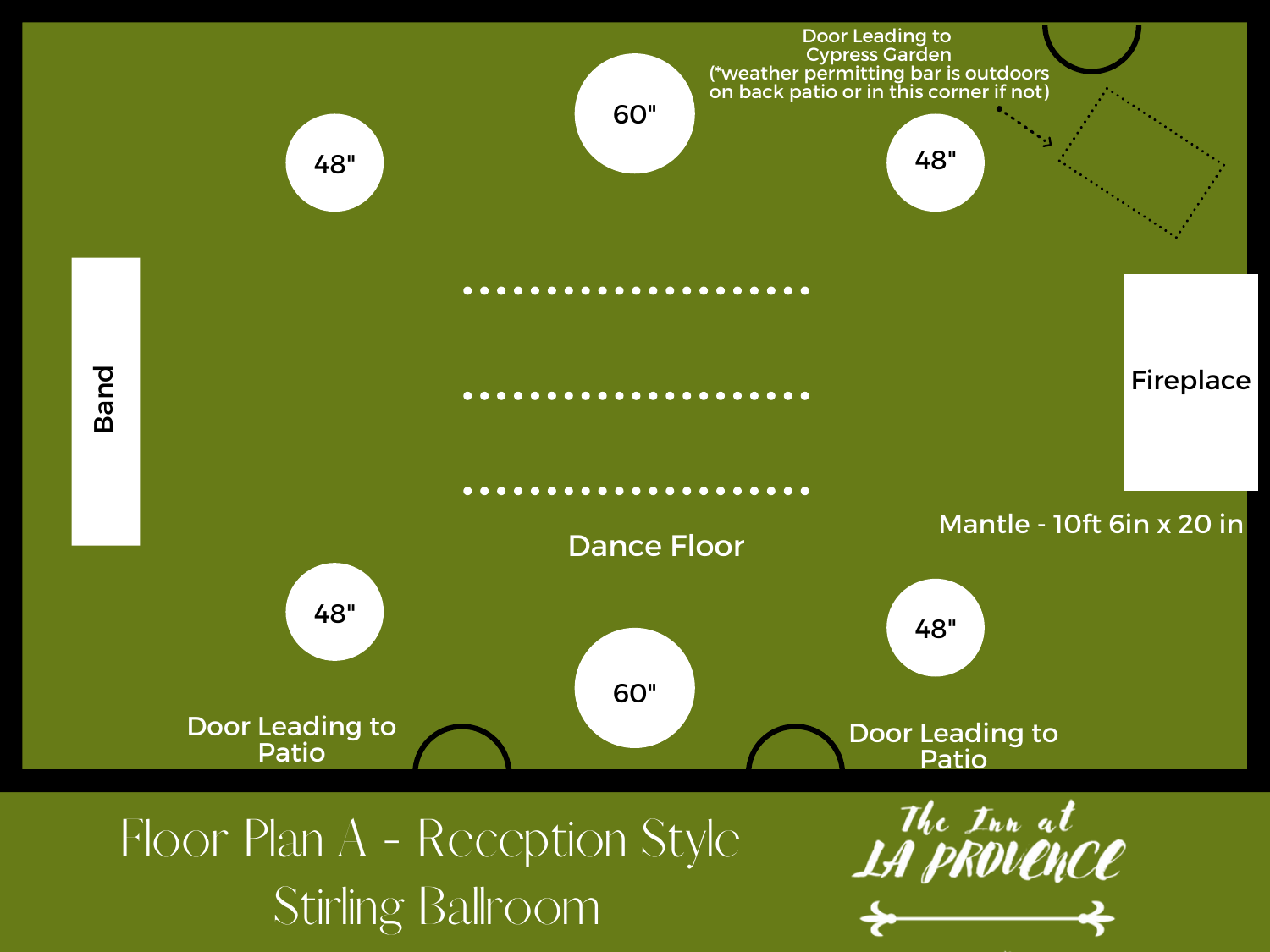# Floor Plan A - Reception Style

## Stirling Ballroom

Door Leading to Cypress Garden
(*weather permitting bar is outdoors on back patio or in this corner if not)

60"

48"

48"

Band

Fireplace

Mantle - 10ft 6in x 20 in

Dance Floor

48"

60"

48"

Door Leading to Patio

Door Leading to Patio

The Inn at LA PROVENCE